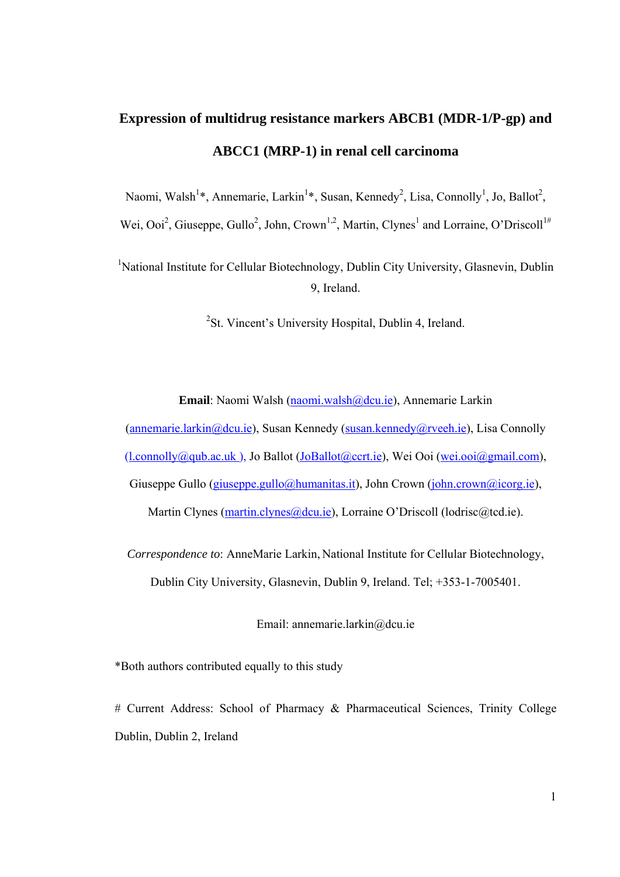# Expression of multidrug resistance markers ABCB1 (MDR-1/P-gp) and ABCC1 (MRP-1) in renal cell carcinoma

Naomi, Walsh[1]*, Annemarie, Larkin[1]*, Susan, Kennedy[2], Lisa, Connolly[1], Jo, Ballot[2], Wei, Ooi[2], Giuseppe, Gullo[2], John, Crown[1,2], Martin, Clynes[1] and Lorraine, O'Driscoll[1#]

[1]National Institute for Cellular Biotechnology, Dublin City University, Glasnevin, Dublin 9, Ireland.

[2]St. Vincent's University Hospital, Dublin 4, Ireland.

**Email**: Naomi Walsh (naomi.walsh@dcu.ie), Annemarie Larkin (annemarie.larkin@dcu.ie), Susan Kennedy (susan.kennedy@rveeh.ie), Lisa Connolly (l.connolly@qub.ac.uk ), Jo Ballot (JoBallot@ccrt.ie), Wei Ooi (wei.ooi@gmail.com), Giuseppe Gullo (giuseppe.gullo@humanitas.it), John Crown (john.crown@icorg.ie), Martin Clynes (martin.clynes@dcu.ie), Lorraine O'Driscoll (lodrisc@tcd.ie).

*Correspondence to*: AnneMarie Larkin, National Institute for Cellular Biotechnology, Dublin City University, Glasnevin, Dublin 9, Ireland. Tel; +353-1-7005401.

Email: annemarie.larkin@dcu.ie

*Both authors contributed equally to this study

# Current Address: School of Pharmacy & Pharmaceutical Sciences, Trinity College Dublin, Dublin 2, Ireland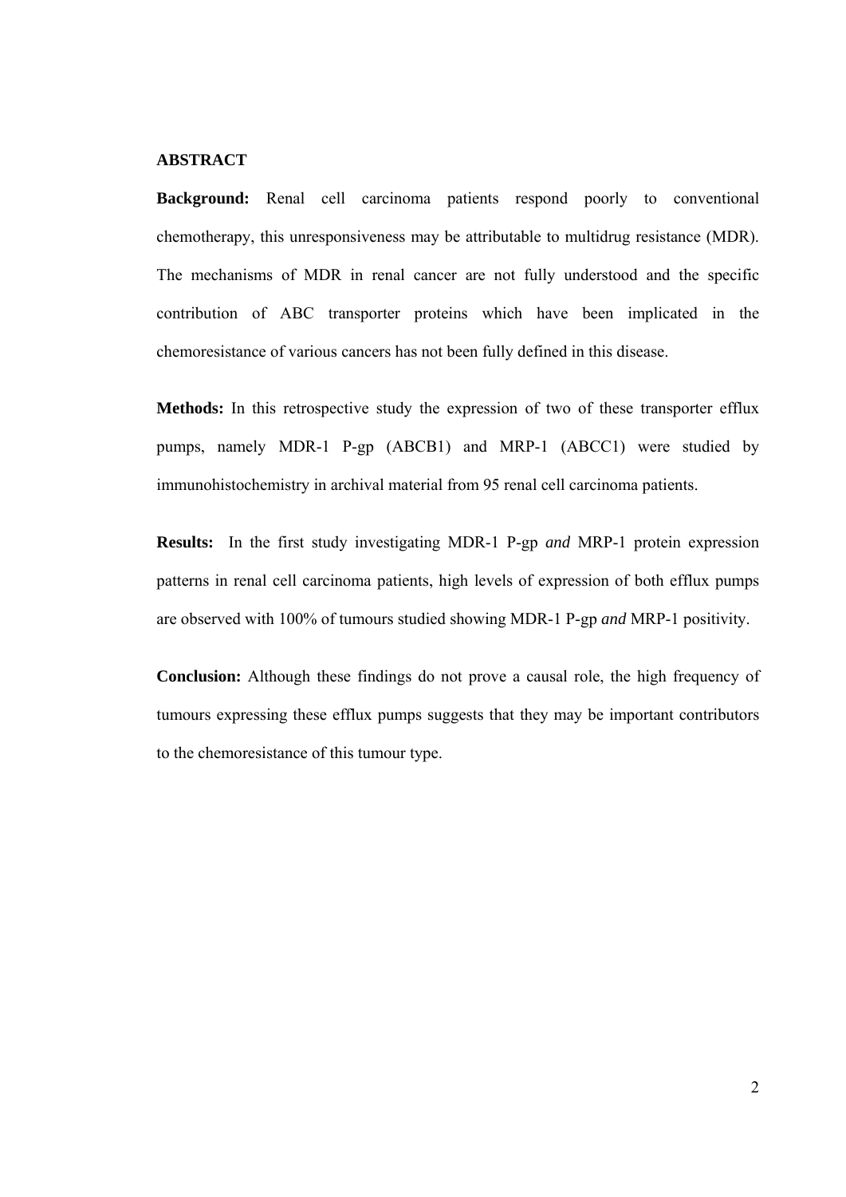## ABSTRACT

**Background:** Renal cell carcinoma patients respond poorly to conventional chemotherapy, this unresponsiveness may be attributable to multidrug resistance (MDR). The mechanisms of MDR in renal cancer are not fully understood and the specific contribution of ABC transporter proteins which have been implicated in the chemoresistance of various cancers has not been fully defined in this disease.

**Methods:** In this retrospective study the expression of two of these transporter efflux pumps, namely MDR-1 P-gp (ABCB1) and MRP-1 (ABCC1) were studied by immunohistochemistry in archival material from 95 renal cell carcinoma patients.

**Results:** In the first study investigating MDR-1 P-gp *and* MRP-1 protein expression patterns in renal cell carcinoma patients, high levels of expression of both efflux pumps are observed with 100% of tumours studied showing MDR-1 P-gp *and* MRP-1 positivity.

**Conclusion:** Although these findings do not prove a causal role, the high frequency of tumours expressing these efflux pumps suggests that they may be important contributors to the chemoresistance of this tumour type.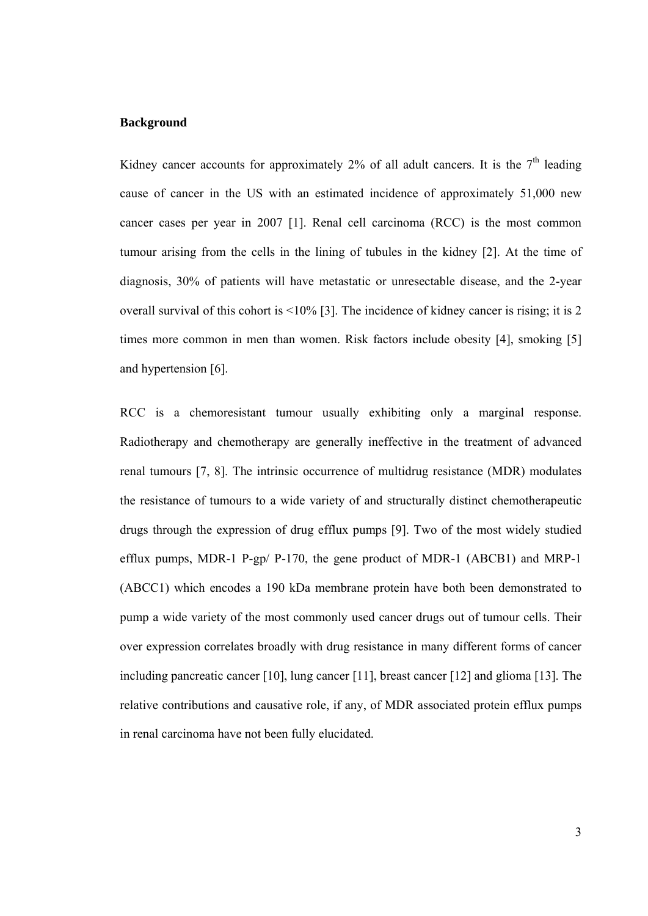## Background

Kidney cancer accounts for approximately 2% of all adult cancers. It is the $7^{th}$ leading cause of cancer in the US with an estimated incidence of approximately 51,000 new cancer cases per year in 2007 [1]. Renal cell carcinoma (RCC) is the most common tumour arising from the cells in the lining of tubules in the kidney [2]. At the time of diagnosis, 30% of patients will have metastatic or unresectable disease, and the 2-year overall survival of this cohort is <10% [3]. The incidence of kidney cancer is rising; it is 2 times more common in men than women. Risk factors include obesity [4], smoking [5] and hypertension [6].

RCC is a chemoresistant tumour usually exhibiting only a marginal response. Radiotherapy and chemotherapy are generally ineffective in the treatment of advanced renal tumours [7, 8]. The intrinsic occurrence of multidrug resistance (MDR) modulates the resistance of tumours to a wide variety of and structurally distinct chemotherapeutic drugs through the expression of drug efflux pumps [9]. Two of the most widely studied efflux pumps, MDR-1 P-gp/ P-170, the gene product of MDR-1 (ABCB1) and MRP-1 (ABCC1) which encodes a 190 kDa membrane protein have both been demonstrated to pump a wide variety of the most commonly used cancer drugs out of tumour cells. Their over expression correlates broadly with drug resistance in many different forms of cancer including pancreatic cancer [10], lung cancer [11], breast cancer [12] and glioma [13]. The relative contributions and causative role, if any, of MDR associated protein efflux pumps in renal carcinoma have not been fully elucidated.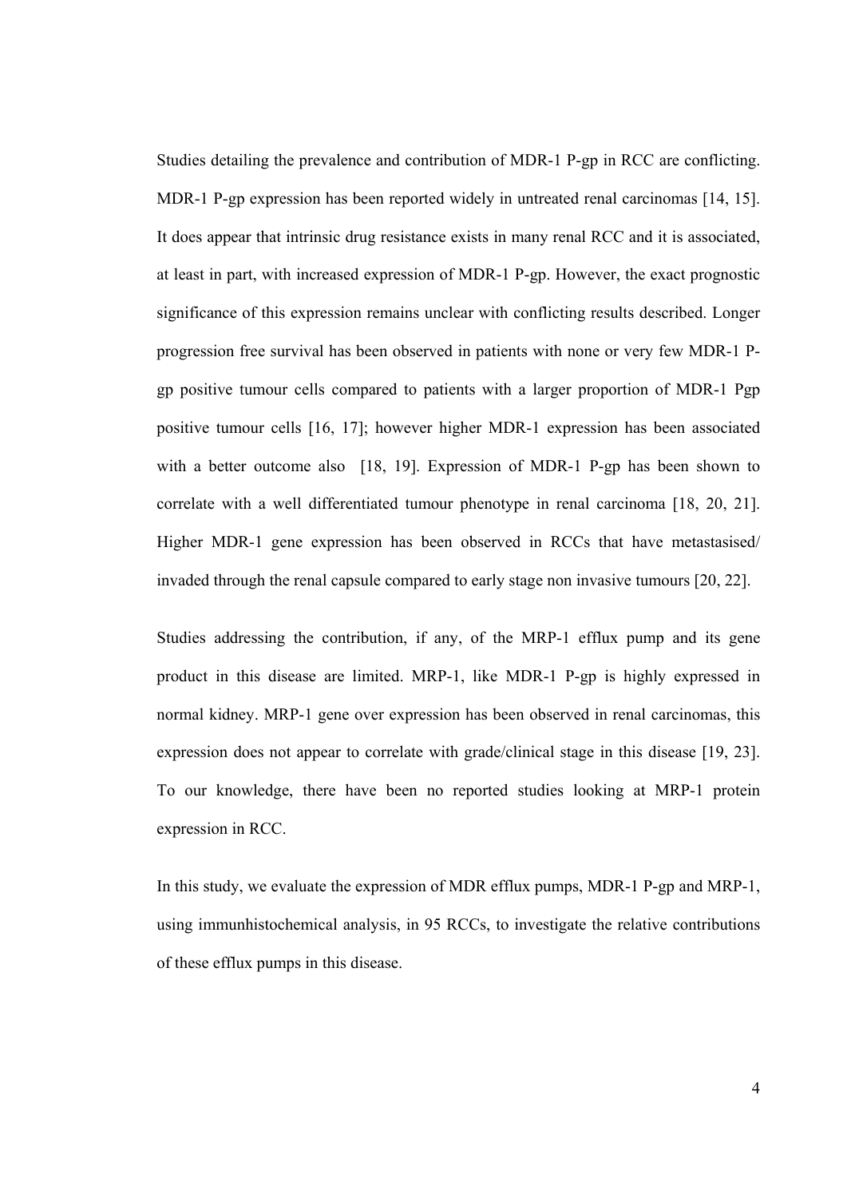Studies detailing the prevalence and contribution of MDR-1 P-gp in RCC are conflicting. MDR-1 P-gp expression has been reported widely in untreated renal carcinomas [14, 15]. It does appear that intrinsic drug resistance exists in many renal RCC and it is associated, at least in part, with increased expression of MDR-1 P-gp. However, the exact prognostic significance of this expression remains unclear with conflicting results described. Longer progression free survival has been observed in patients with none or very few MDR-1 P-gp positive tumour cells compared to patients with a larger proportion of MDR-1 Pgp positive tumour cells [16, 17]; however higher MDR-1 expression has been associated with a better outcome also [18, 19]. Expression of MDR-1 P-gp has been shown to correlate with a well differentiated tumour phenotype in renal carcinoma [18, 20, 21]. Higher MDR-1 gene expression has been observed in RCCs that have metastasised/ invaded through the renal capsule compared to early stage non invasive tumours [20, 22].

Studies addressing the contribution, if any, of the MRP-1 efflux pump and its gene product in this disease are limited. MRP-1, like MDR-1 P-gp is highly expressed in normal kidney. MRP-1 gene over expression has been observed in renal carcinomas, this expression does not appear to correlate with grade/clinical stage in this disease [19, 23]. To our knowledge, there have been no reported studies looking at MRP-1 protein expression in RCC.

In this study, we evaluate the expression of MDR efflux pumps, MDR-1 P-gp and MRP-1, using immunhistochemical analysis, in 95 RCCs, to investigate the relative contributions of these efflux pumps in this disease.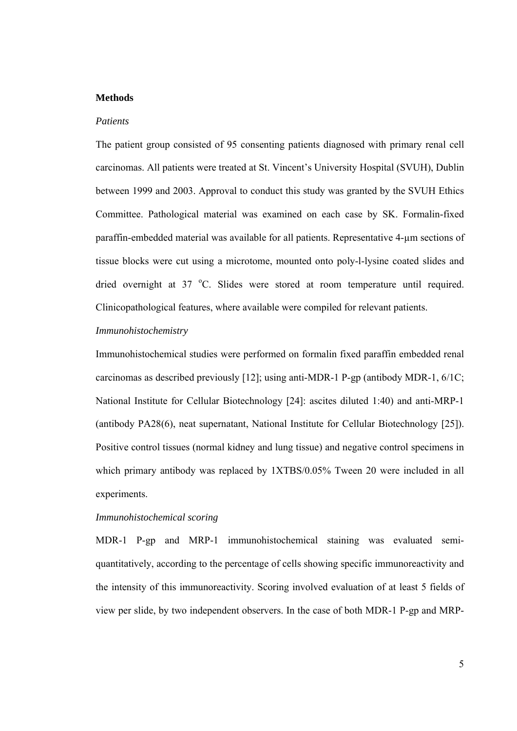**Methods**

*Patients*

The patient group consisted of 95 consenting patients diagnosed with primary renal cell carcinomas. All patients were treated at St. Vincent's University Hospital (SVUH), Dublin between 1999 and 2003. Approval to conduct this study was granted by the SVUH Ethics Committee. Pathological material was examined on each case by SK. Formalin-fixed paraffin-embedded material was available for all patients. Representative 4-μm sections of tissue blocks were cut using a microtome, mounted onto poly-l-lysine coated slides and dried overnight at 37 $^{o}$C. Slides were stored at room temperature until required. Clinicopathological features, where available were compiled for relevant patients.

*Immunohistochemistry*

Immunohistochemical studies were performed on formalin fixed paraffin embedded renal carcinomas as described previously [12]; using anti-MDR-1 P-gp (antibody MDR-1, 6/1C; National Institute for Cellular Biotechnology [24]: ascites diluted 1:40) and anti-MRP-1 (antibody PA28(6), neat supernatant, National Institute for Cellular Biotechnology [25]). Positive control tissues (normal kidney and lung tissue) and negative control specimens in which primary antibody was replaced by 1XTBS/0.05% Tween 20 were included in all experiments.

*Immunohistochemical scoring*

MDR-1 P-gp and MRP-1 immunohistochemical staining was evaluated semi-quantitatively, according to the percentage of cells showing specific immunoreactivity and the intensity of this immunoreactivity. Scoring involved evaluation of at least 5 fields of view per slide, by two independent observers. In the case of both MDR-1 P-gp and MRP-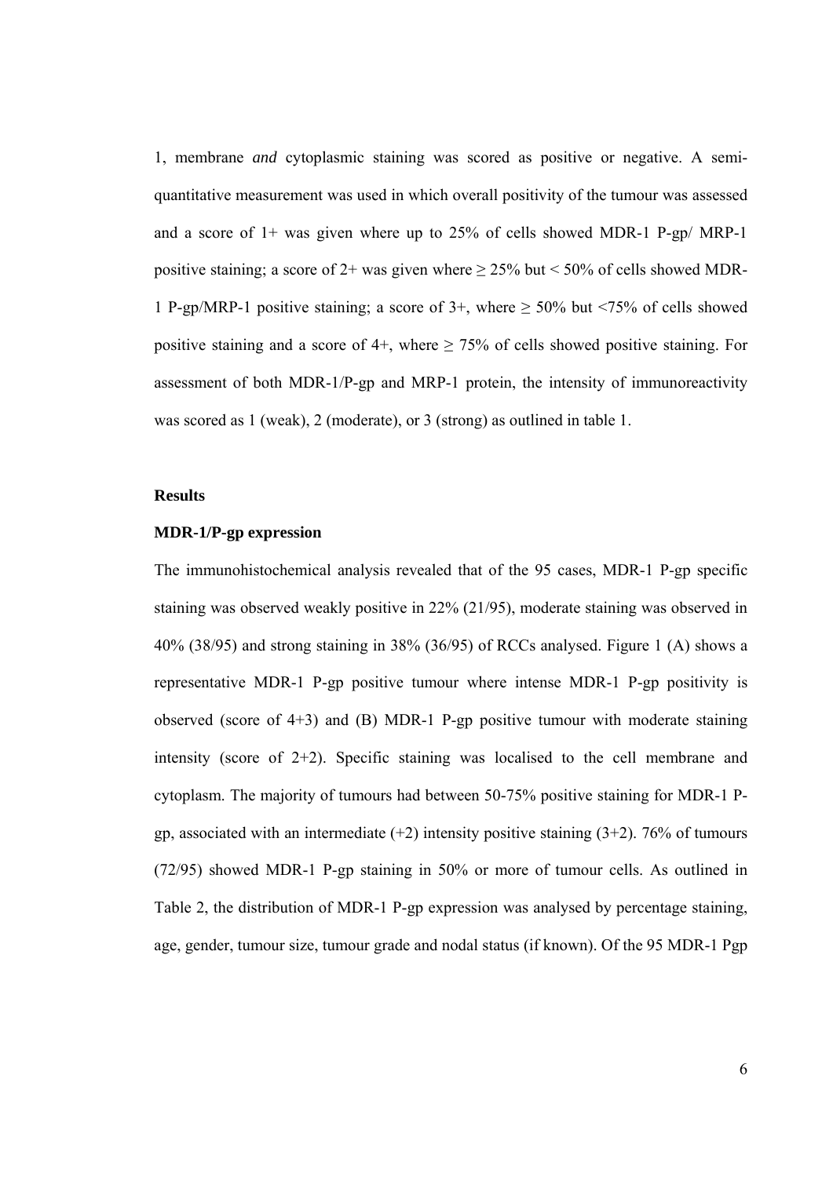1, membrane *and* cytoplasmic staining was scored as positive or negative. A semi-quantitative measurement was used in which overall positivity of the tumour was assessed and a score of 1+ was given where up to 25% of cells showed MDR-1 P-gp/ MRP-1 positive staining; a score of 2+ was given where ≥ 25% but < 50% of cells showed MDR-1 P-gp/MRP-1 positive staining; a score of 3+, where ≥ 50% but <75% of cells showed positive staining and a score of 4+, where ≥ 75% of cells showed positive staining. For assessment of both MDR-1/P-gp and MRP-1 protein, the intensity of immunoreactivity was scored as 1 (weak), 2 (moderate), or 3 (strong) as outlined in table 1.

## Results

### MDR-1/P-gp expression

The immunohistochemical analysis revealed that of the 95 cases, MDR-1 P-gp specific staining was observed weakly positive in 22% (21/95), moderate staining was observed in 40% (38/95) and strong staining in 38% (36/95) of RCCs analysed. Figure 1 (A) shows a representative MDR-1 P-gp positive tumour where intense MDR-1 P-gp positivity is observed (score of 4+3) and (B) MDR-1 P-gp positive tumour with moderate staining intensity (score of 2+2). Specific staining was localised to the cell membrane and cytoplasm. The majority of tumours had between 50-75% positive staining for MDR-1 P-gp, associated with an intermediate (+2) intensity positive staining (3+2). 76% of tumours (72/95) showed MDR-1 P-gp staining in 50% or more of tumour cells. As outlined in Table 2, the distribution of MDR-1 P-gp expression was analysed by percentage staining, age, gender, tumour size, tumour grade and nodal status (if known). Of the 95 MDR-1 Pgp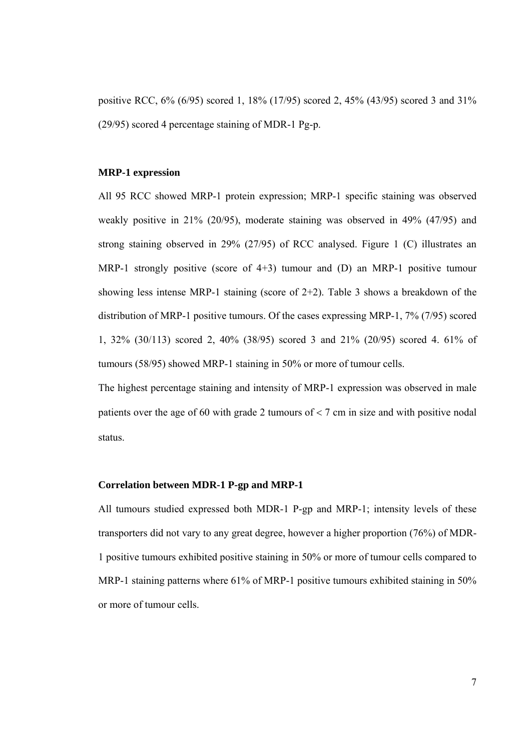positive RCC, 6% (6/95) scored 1, 18% (17/95) scored 2, 45% (43/95) scored 3 and 31% (29/95) scored 4 percentage staining of MDR-1 Pg-p.

**MRP-1 expression**

All 95 RCC showed MRP-1 protein expression; MRP-1 specific staining was observed weakly positive in 21% (20/95), moderate staining was observed in 49% (47/95) and strong staining observed in 29% (27/95) of RCC analysed. Figure 1 (C) illustrates an MRP-1 strongly positive (score of 4+3) tumour and (D) an MRP-1 positive tumour showing less intense MRP-1 staining (score of 2+2). Table 3 shows a breakdown of the distribution of MRP-1 positive tumours. Of the cases expressing MRP-1, 7% (7/95) scored 1, 32% (30/113) scored 2, 40% (38/95) scored 3 and 21% (20/95) scored 4. 61% of tumours (58/95) showed MRP-1 staining in 50% or more of tumour cells.

The highest percentage staining and intensity of MRP-1 expression was observed in male patients over the age of 60 with grade 2 tumours of < 7 cm in size and with positive nodal status.

**Correlation between MDR-1 P-gp and MRP-1**

All tumours studied expressed both MDR-1 P-gp and MRP-1; intensity levels of these transporters did not vary to any great degree, however a higher proportion (76%) of MDR-1 positive tumours exhibited positive staining in 50% or more of tumour cells compared to MRP-1 staining patterns where 61% of MRP-1 positive tumours exhibited staining in 50% or more of tumour cells.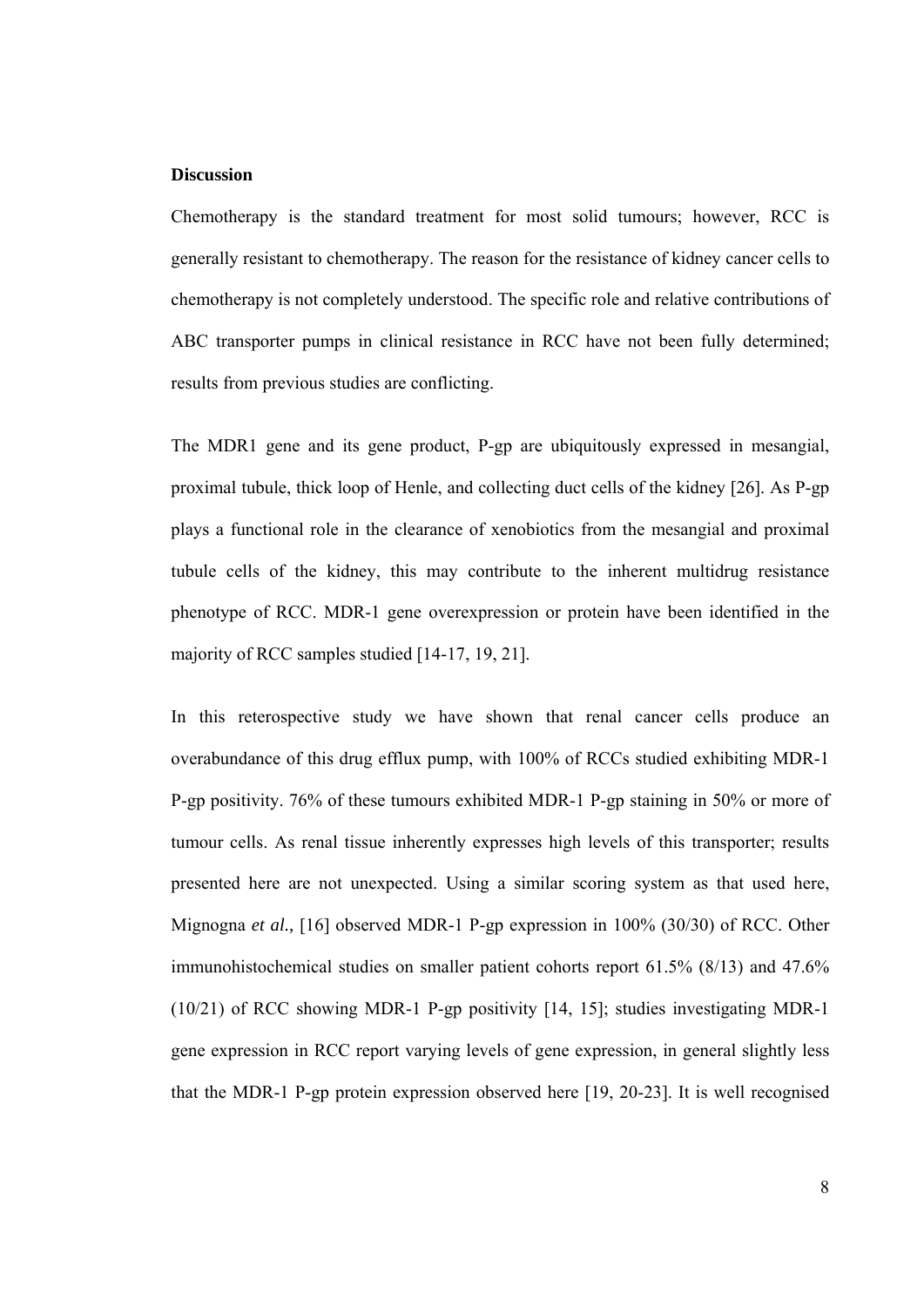**Discussion**

Chemotherapy is the standard treatment for most solid tumours; however, RCC is generally resistant to chemotherapy. The reason for the resistance of kidney cancer cells to chemotherapy is not completely understood. The specific role and relative contributions of ABC transporter pumps in clinical resistance in RCC have not been fully determined; results from previous studies are conflicting.

The MDR1 gene and its gene product, P-gp are ubiquitously expressed in mesangial, proximal tubule, thick loop of Henle, and collecting duct cells of the kidney [26]. As P-gp plays a functional role in the clearance of xenobiotics from the mesangial and proximal tubule cells of the kidney, this may contribute to the inherent multidrug resistance phenotype of RCC. MDR-1 gene overexpression or protein have been identified in the majority of RCC samples studied [14-17, 19, 21].

In this reterospective study we have shown that renal cancer cells produce an overabundance of this drug efflux pump, with 100% of RCCs studied exhibiting MDR-1 P-gp positivity. 76% of these tumours exhibited MDR-1 P-gp staining in 50% or more of tumour cells. As renal tissue inherently expresses high levels of this transporter; results presented here are not unexpected. Using a similar scoring system as that used here, Mignogna *et al.,* [16] observed MDR-1 P-gp expression in 100% (30/30) of RCC. Other immunohistochemical studies on smaller patient cohorts report 61.5% (8/13) and 47.6% (10/21) of RCC showing MDR-1 P-gp positivity [14, 15]; studies investigating MDR-1 gene expression in RCC report varying levels of gene expression, in general slightly less that the MDR-1 P-gp protein expression observed here [19, 20-23]. It is well recognised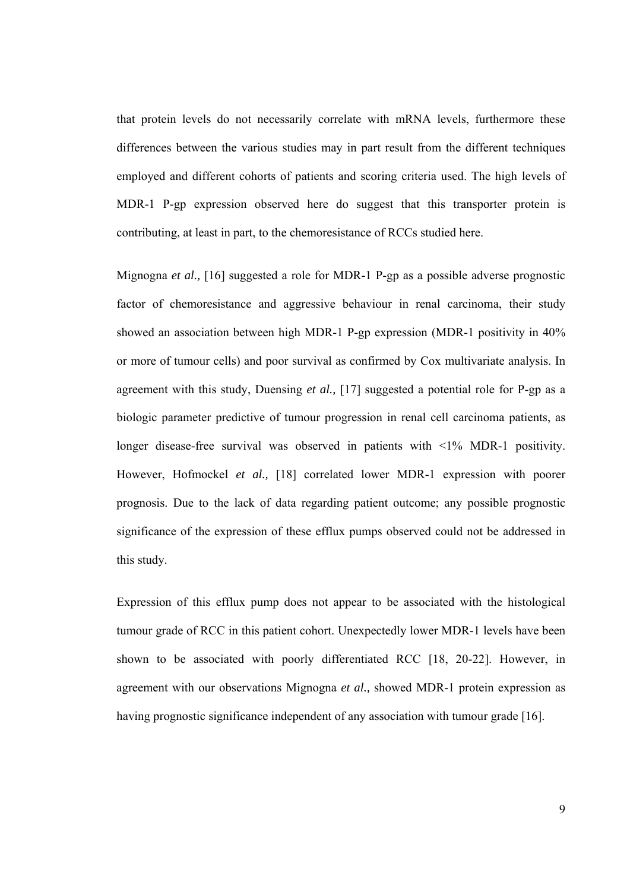that protein levels do not necessarily correlate with mRNA levels, furthermore these differences between the various studies may in part result from the different techniques employed and different cohorts of patients and scoring criteria used. The high levels of MDR-1 P-gp expression observed here do suggest that this transporter protein is contributing, at least in part, to the chemoresistance of RCCs studied here.

Mignogna *et al.,* [16] suggested a role for MDR-1 P-gp as a possible adverse prognostic factor of chemoresistance and aggressive behaviour in renal carcinoma, their study showed an association between high MDR-1 P-gp expression (MDR-1 positivity in 40% or more of tumour cells) and poor survival as confirmed by Cox multivariate analysis. In agreement with this study, Duensing *et al.,* [17] suggested a potential role for P-gp as a biologic parameter predictive of tumour progression in renal cell carcinoma patients, as longer disease-free survival was observed in patients with <1% MDR-1 positivity. However, Hofmockel *et al.,* [18] correlated lower MDR-1 expression with poorer prognosis. Due to the lack of data regarding patient outcome; any possible prognostic significance of the expression of these efflux pumps observed could not be addressed in this study.

Expression of this efflux pump does not appear to be associated with the histological tumour grade of RCC in this patient cohort. Unexpectedly lower MDR-1 levels have been shown to be associated with poorly differentiated RCC [18, 20-22]. However, in agreement with our observations Mignogna *et al.,* showed MDR-1 protein expression as having prognostic significance independent of any association with tumour grade [16].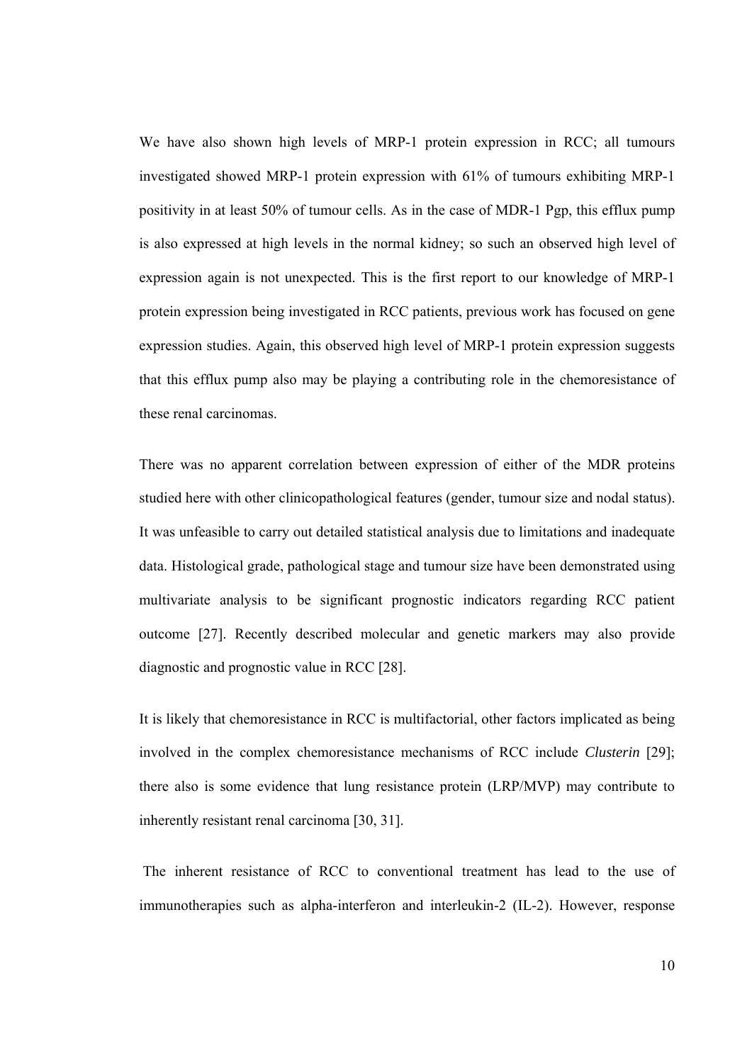We have also shown high levels of MRP-1 protein expression in RCC; all tumours investigated showed MRP-1 protein expression with 61% of tumours exhibiting MRP-1 positivity in at least 50% of tumour cells. As in the case of MDR-1 Pgp, this efflux pump is also expressed at high levels in the normal kidney; so such an observed high level of expression again is not unexpected. This is the first report to our knowledge of MRP-1 protein expression being investigated in RCC patients, previous work has focused on gene expression studies. Again, this observed high level of MRP-1 protein expression suggests that this efflux pump also may be playing a contributing role in the chemoresistance of these renal carcinomas.

There was no apparent correlation between expression of either of the MDR proteins studied here with other clinicopathological features (gender, tumour size and nodal status). It was unfeasible to carry out detailed statistical analysis due to limitations and inadequate data. Histological grade, pathological stage and tumour size have been demonstrated using multivariate analysis to be significant prognostic indicators regarding RCC patient outcome [27]. Recently described molecular and genetic markers may also provide diagnostic and prognostic value in RCC [28].

It is likely that chemoresistance in RCC is multifactorial, other factors implicated as being involved in the complex chemoresistance mechanisms of RCC include *Clusterin* [29]; there also is some evidence that lung resistance protein (LRP/MVP) may contribute to inherently resistant renal carcinoma [30, 31].

The inherent resistance of RCC to conventional treatment has lead to the use of immunotherapies such as alpha-interferon and interleukin-2 (IL-2). However, response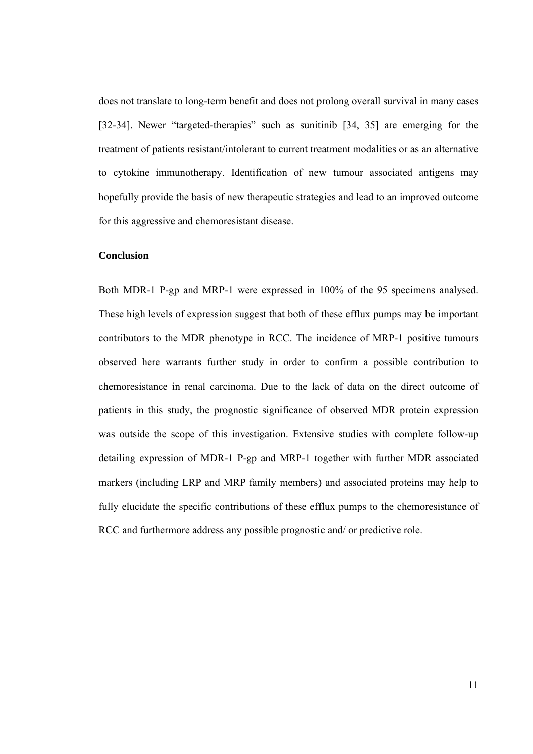does not translate to long-term benefit and does not prolong overall survival in many cases [32-34]. Newer "targeted-therapies" such as sunitinib [34, 35] are emerging for the treatment of patients resistant/intolerant to current treatment modalities or as an alternative to cytokine immunotherapy. Identification of new tumour associated antigens may hopefully provide the basis of new therapeutic strategies and lead to an improved outcome for this aggressive and chemoresistant disease.

## Conclusion

Both MDR-1 P-gp and MRP-1 were expressed in 100% of the 95 specimens analysed. These high levels of expression suggest that both of these efflux pumps may be important contributors to the MDR phenotype in RCC. The incidence of MRP-1 positive tumours observed here warrants further study in order to confirm a possible contribution to chemoresistance in renal carcinoma. Due to the lack of data on the direct outcome of patients in this study, the prognostic significance of observed MDR protein expression was outside the scope of this investigation. Extensive studies with complete follow-up detailing expression of MDR-1 P-gp and MRP-1 together with further MDR associated markers (including LRP and MRP family members) and associated proteins may help to fully elucidate the specific contributions of these efflux pumps to the chemoresistance of RCC and furthermore address any possible prognostic and/ or predictive role.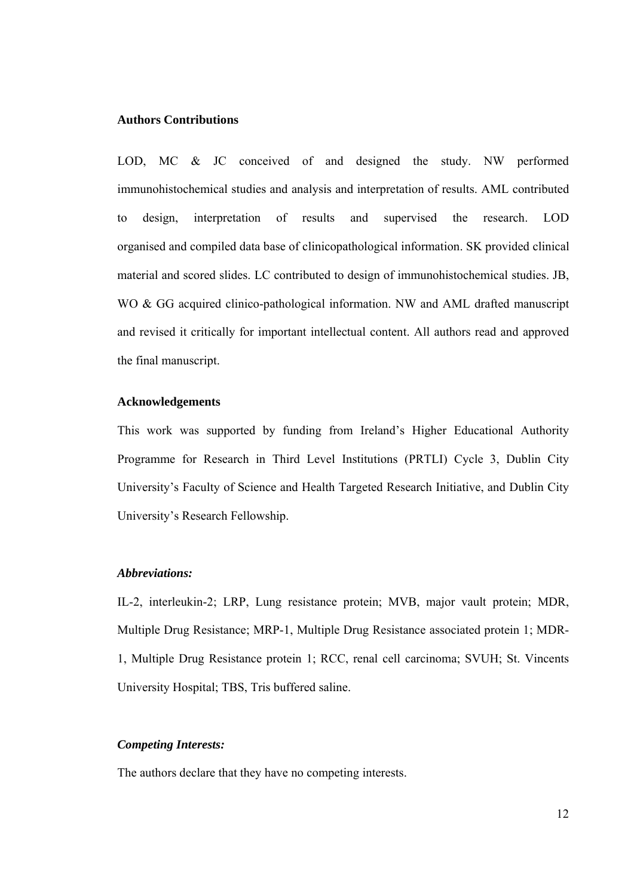## Authors Contributions

LOD, MC & JC conceived of and designed the study. NW performed immunohistochemical studies and analysis and interpretation of results. AML contributed to design, interpretation of results and supervised the research. LOD organised and compiled data base of clinicopathological information. SK provided clinical material and scored slides. LC contributed to design of immunohistochemical studies. JB, WO & GG acquired clinico-pathological information. NW and AML drafted manuscript and revised it critically for important intellectual content. All authors read and approved the final manuscript.

## Acknowledgements

This work was supported by funding from Ireland's Higher Educational Authority Programme for Research in Third Level Institutions (PRTLI) Cycle 3, Dublin City University's Faculty of Science and Health Targeted Research Initiative, and Dublin City University's Research Fellowship.

### *Abbreviations:*

IL-2, interleukin-2; LRP, Lung resistance protein; MVB, major vault protein; MDR, Multiple Drug Resistance; MRP-1, Multiple Drug Resistance associated protein 1; MDR-1, Multiple Drug Resistance protein 1; RCC, renal cell carcinoma; SVUH; St. Vincents University Hospital; TBS, Tris buffered saline.

### *Competing Interests:*

The authors declare that they have no competing interests.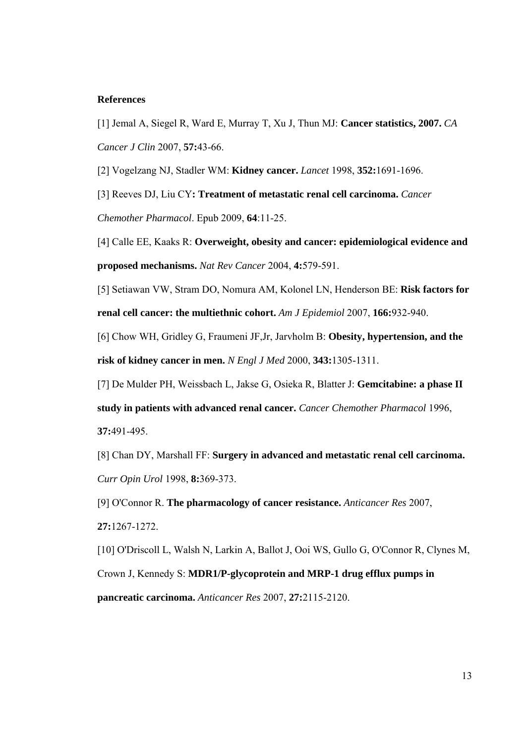**References**

[1] Jemal A, Siegel R, Ward E, Murray T, Xu J, Thun MJ: **Cancer statistics, 2007.** *CA Cancer J Clin* 2007, **57:**43-66.

[2] Vogelzang NJ, Stadler WM: **Kidney cancer.** *Lancet* 1998, **352:**1691-1696.

[3] Reeves DJ, Liu CY**: Treatment of metastatic renal cell carcinoma.** *Cancer Chemother Pharmacol*. Epub 2009, **64**:11-25.

[4] Calle EE, Kaaks R: **Overweight, obesity and cancer: epidemiological evidence and proposed mechanisms.** *Nat Rev Cancer* 2004, **4:**579-591.

[5] Setiawan VW, Stram DO, Nomura AM, Kolonel LN, Henderson BE: **Risk factors for renal cell cancer: the multiethnic cohort.** *Am J Epidemiol* 2007, **166:**932-940.

[6] Chow WH, Gridley G, Fraumeni JF,Jr, Jarvholm B: **Obesity, hypertension, and the risk of kidney cancer in men.** *N Engl J Med* 2000, **343:**1305-1311.

[7] De Mulder PH, Weissbach L, Jakse G, Osieka R, Blatter J: **Gemcitabine: a phase II study in patients with advanced renal cancer.** *Cancer Chemother Pharmacol* 1996, **37:**491-495.

[8] Chan DY, Marshall FF: **Surgery in advanced and metastatic renal cell carcinoma.** *Curr Opin Urol* 1998, **8:**369-373.

[9] O'Connor R. **The pharmacology of cancer resistance.** *Anticancer Res* 2007, **27:**1267-1272.

[10] O'Driscoll L, Walsh N, Larkin A, Ballot J, Ooi WS, Gullo G, O'Connor R, Clynes M, Crown J, Kennedy S: **MDR1/P-glycoprotein and MRP-1 drug efflux pumps in pancreatic carcinoma.** *Anticancer Res* 2007, **27:**2115-2120.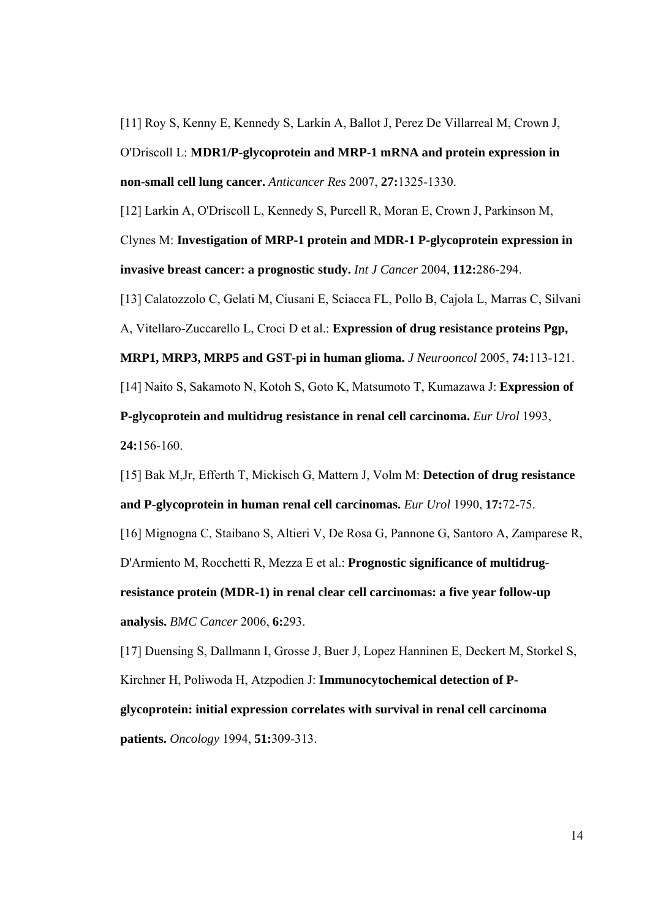[11] Roy S, Kenny E, Kennedy S, Larkin A, Ballot J, Perez De Villarreal M, Crown J, O'Driscoll L: **MDR1/P-glycoprotein and MRP-1 mRNA and protein expression in non-small cell lung cancer.** *Anticancer Res* 2007, **27:**1325-1330.

[12] Larkin A, O'Driscoll L, Kennedy S, Purcell R, Moran E, Crown J, Parkinson M, Clynes M: **Investigation of MRP-1 protein and MDR-1 P-glycoprotein expression in invasive breast cancer: a prognostic study.** *Int J Cancer* 2004, **112:**286-294.

[13] Calatozzolo C, Gelati M, Ciusani E, Sciacca FL, Pollo B, Cajola L, Marras C, Silvani A, Vitellaro-Zuccarello L, Croci D et al.: **Expression of drug resistance proteins Pgp, MRP1, MRP3, MRP5 and GST-pi in human glioma.** *J Neurooncol* 2005, **74:**113-121.

[14] Naito S, Sakamoto N, Kotoh S, Goto K, Matsumoto T, Kumazawa J: **Expression of P-glycoprotein and multidrug resistance in renal cell carcinoma.** *Eur Urol* 1993, **24:**156-160.

[15] Bak M,Jr, Efferth T, Mickisch G, Mattern J, Volm M: **Detection of drug resistance and P-glycoprotein in human renal cell carcinomas.** *Eur Urol* 1990, **17:**72-75.

[16] Mignogna C, Staibano S, Altieri V, De Rosa G, Pannone G, Santoro A, Zamparese R, D'Armiento M, Rocchetti R, Mezza E et al.: **Prognostic significance of multidrug-resistance protein (MDR-1) in renal clear cell carcinomas: a five year follow-up analysis.** *BMC Cancer* 2006, **6:**293.

[17] Duensing S, Dallmann I, Grosse J, Buer J, Lopez Hanninen E, Deckert M, Storkel S, Kirchner H, Poliwoda H, Atzpodien J: **Immunocytochemical detection of P-glycoprotein: initial expression correlates with survival in renal cell carcinoma patients.** *Oncology* 1994, **51:**309-313.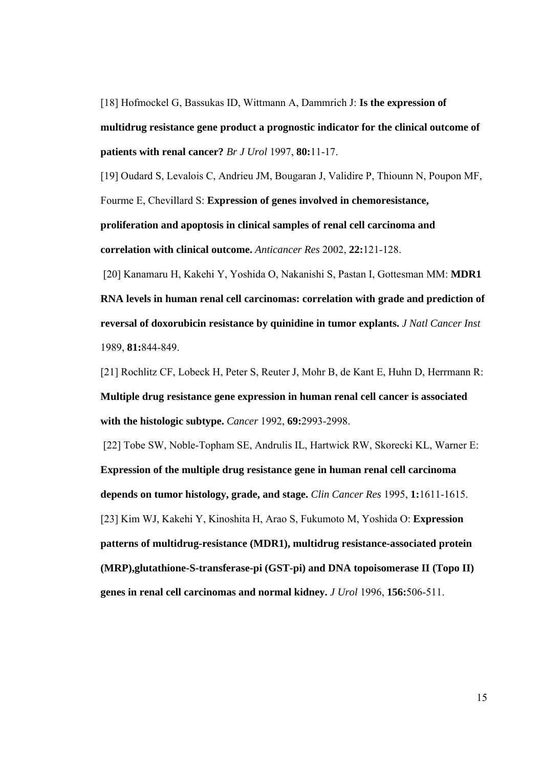[18] Hofmockel G, Bassukas ID, Wittmann A, Dammrich J: **Is the expression of multidrug resistance gene product a prognostic indicator for the clinical outcome of patients with renal cancer?** *Br J Urol* 1997, **80:**11-17.

[19] Oudard S, Levalois C, Andrieu JM, Bougaran J, Validire P, Thiounn N, Poupon MF, Fourme E, Chevillard S: **Expression of genes involved in chemoresistance, proliferation and apoptosis in clinical samples of renal cell carcinoma and correlation with clinical outcome.** *Anticancer Res* 2002, **22:**121-128.

[20] Kanamaru H, Kakehi Y, Yoshida O, Nakanishi S, Pastan I, Gottesman MM: **MDR1 RNA levels in human renal cell carcinomas: correlation with grade and prediction of reversal of doxorubicin resistance by quinidine in tumor explants.** *J Natl Cancer Inst* 1989, **81:**844-849.

[21] Rochlitz CF, Lobeck H, Peter S, Reuter J, Mohr B, de Kant E, Huhn D, Herrmann R: **Multiple drug resistance gene expression in human renal cell cancer is associated with the histologic subtype.** *Cancer* 1992, **69:**2993-2998.

[22] Tobe SW, Noble-Topham SE, Andrulis IL, Hartwick RW, Skorecki KL, Warner E: **Expression of the multiple drug resistance gene in human renal cell carcinoma depends on tumor histology, grade, and stage.** *Clin Cancer Res* 1995, **1:**1611-1615.

[23] Kim WJ, Kakehi Y, Kinoshita H, Arao S, Fukumoto M, Yoshida O: **Expression patterns of multidrug-resistance (MDR1), multidrug resistance-associated protein (MRP),glutathione-S-transferase-pi (GST-pi) and DNA topoisomerase II (Topo II) genes in renal cell carcinomas and normal kidney.** *J Urol* 1996, **156:**506-511.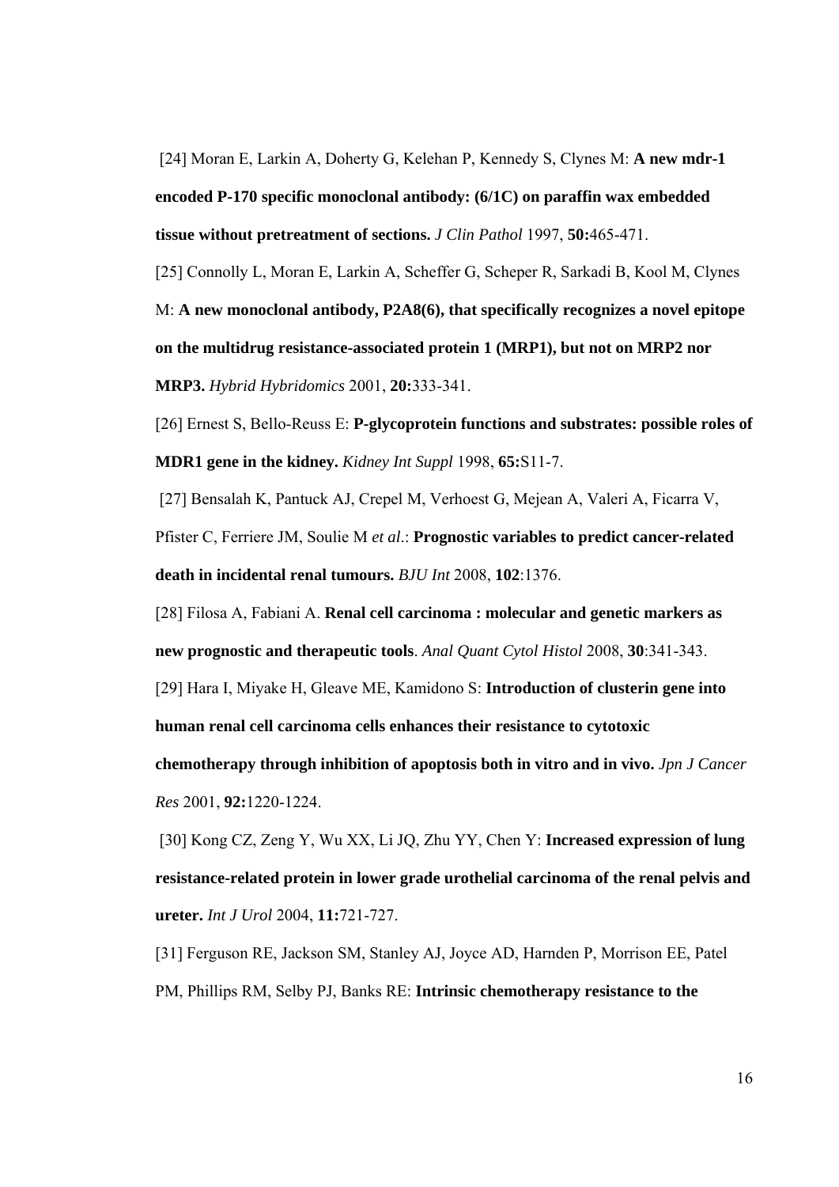[24] Moran E, Larkin A, Doherty G, Kelehan P, Kennedy S, Clynes M: **A new mdr-1 encoded P-170 specific monoclonal antibody: (6/1C) on paraffin wax embedded tissue without pretreatment of sections.** *J Clin Pathol* 1997, **50:**465-471.

[25] Connolly L, Moran E, Larkin A, Scheffer G, Scheper R, Sarkadi B, Kool M, Clynes M: **A new monoclonal antibody, P2A8(6), that specifically recognizes a novel epitope on the multidrug resistance-associated protein 1 (MRP1), but not on MRP2 nor MRP3.** *Hybrid Hybridomics* 2001, **20:**333-341.

[26] Ernest S, Bello-Reuss E: **P-glycoprotein functions and substrates: possible roles of MDR1 gene in the kidney.** *Kidney Int Suppl* 1998, **65:**S11-7.

[27] Bensalah K, Pantuck AJ, Crepel M, Verhoest G, Mejean A, Valeri A, Ficarra V, Pfister C, Ferriere JM, Soulie M *et al*.: **Prognostic variables to predict cancer-related death in incidental renal tumours.** *BJU Int* 2008, **102**:1376.

[28] Filosa A, Fabiani A. **Renal cell carcinoma : molecular and genetic markers as new prognostic and therapeutic tools**. *Anal Quant Cytol Histol* 2008, **30**:341-343.

[29] Hara I, Miyake H, Gleave ME, Kamidono S: **Introduction of clusterin gene into human renal cell carcinoma cells enhances their resistance to cytotoxic chemotherapy through inhibition of apoptosis both in vitro and in vivo.** *Jpn J Cancer Res* 2001, **92:**1220-1224.

[30] Kong CZ, Zeng Y, Wu XX, Li JQ, Zhu YY, Chen Y: **Increased expression of lung resistance-related protein in lower grade urothelial carcinoma of the renal pelvis and ureter.** *Int J Urol* 2004, **11:**721-727.

[31] Ferguson RE, Jackson SM, Stanley AJ, Joyce AD, Harnden P, Morrison EE, Patel PM, Phillips RM, Selby PJ, Banks RE: **Intrinsic chemotherapy resistance to the**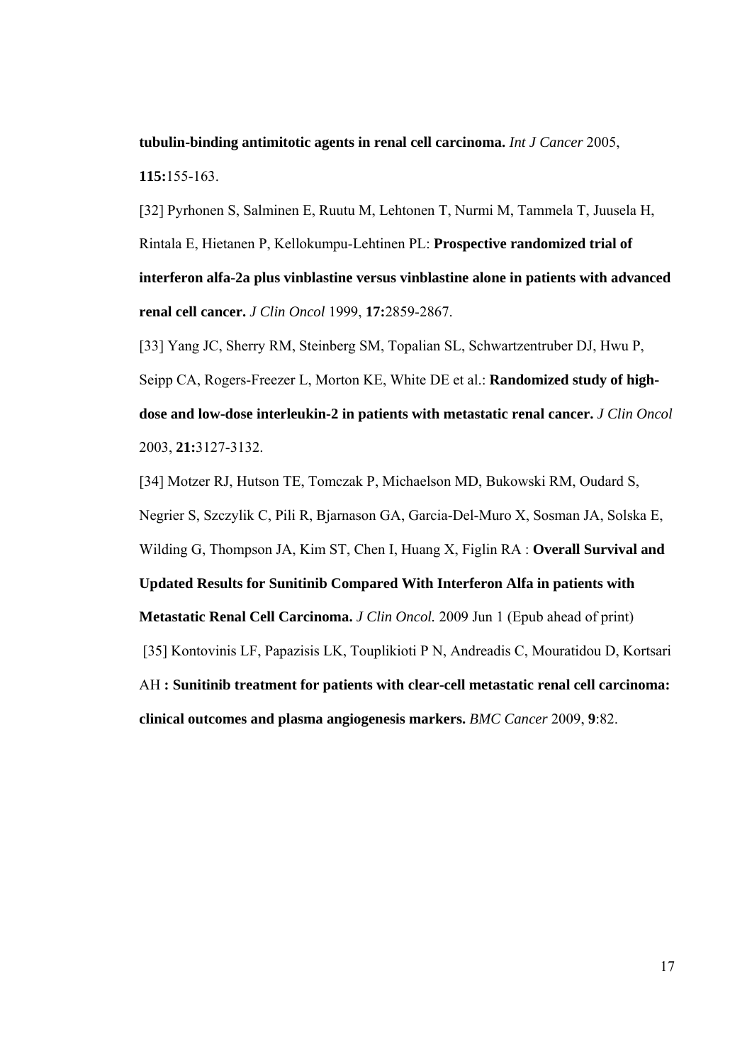**tubulin-binding antimitotic agents in renal cell carcinoma.** *Int J Cancer* 2005, **115:**155-163.

[32] Pyrhonen S, Salminen E, Ruutu M, Lehtonen T, Nurmi M, Tammela T, Juusela H, Rintala E, Hietanen P, Kellokumpu-Lehtinen PL: **Prospective randomized trial of interferon alfa-2a plus vinblastine versus vinblastine alone in patients with advanced renal cell cancer.** *J Clin Oncol* 1999, **17:**2859-2867.

[33] Yang JC, Sherry RM, Steinberg SM, Topalian SL, Schwartzentruber DJ, Hwu P, Seipp CA, Rogers-Freezer L, Morton KE, White DE et al.: **Randomized study of high-dose and low-dose interleukin-2 in patients with metastatic renal cancer.** *J Clin Oncol* 2003, **21:**3127-3132.

[34] Motzer RJ, Hutson TE, Tomczak P, Michaelson MD, Bukowski RM, Oudard S, Negrier S, Szczylik C, Pili R, Bjarnason GA, Garcia-Del-Muro X, Sosman JA, Solska E, Wilding G, Thompson JA, Kim ST, Chen I, Huang X, Figlin RA : **Overall Survival and Updated Results for Sunitinib Compared With Interferon Alfa in patients with Metastatic Renal Cell Carcinoma.** *J Clin Oncol.* 2009 Jun 1 (Epub ahead of print)

[35] Kontovinis LF, Papazisis LK, Touplikioti P N, Andreadis C, Mouratidou D, Kortsari AH **: Sunitinib treatment for patients with clear-cell metastatic renal cell carcinoma: clinical outcomes and plasma angiogenesis markers.** *BMC Cancer* 2009, **9**:82.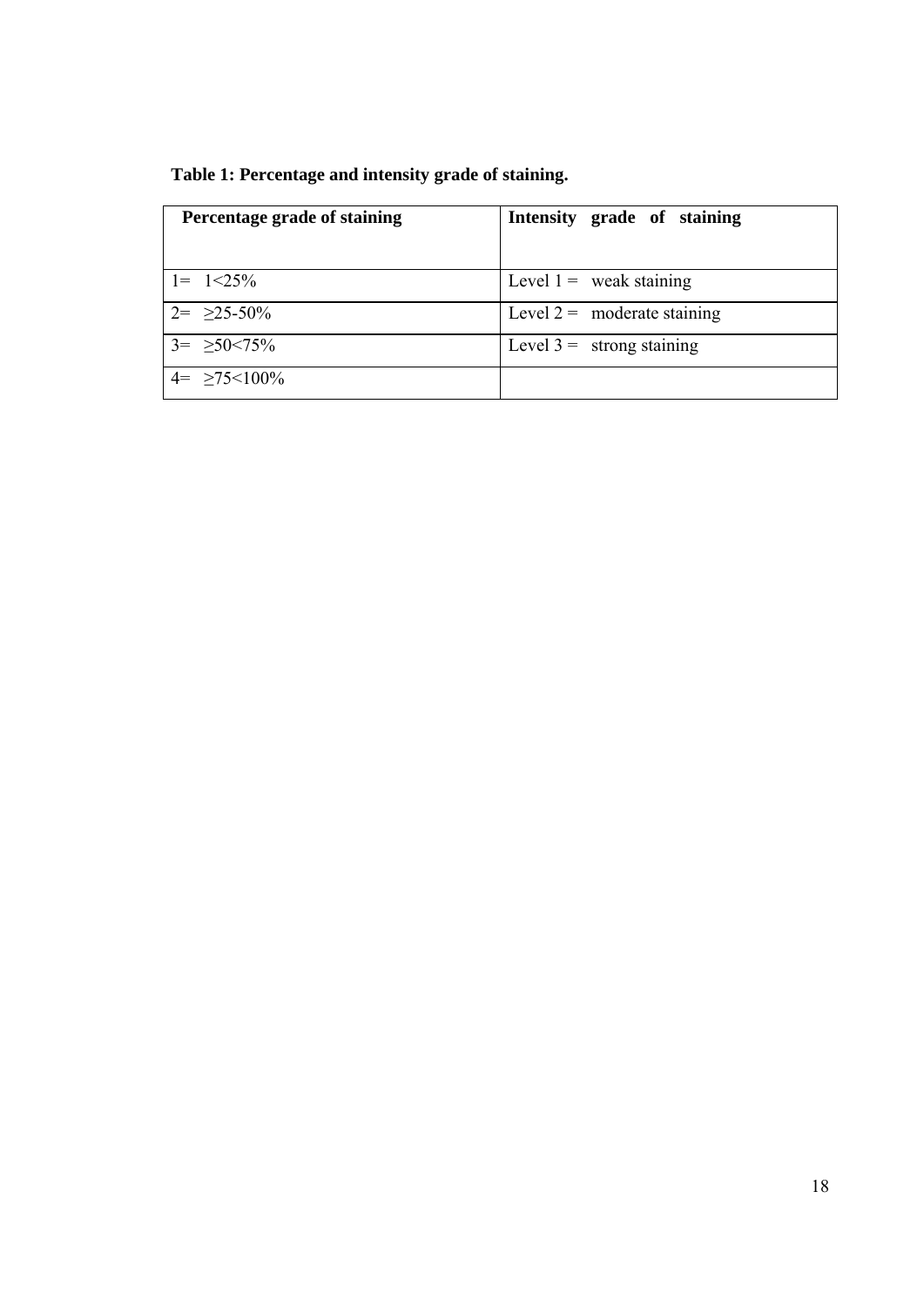**Table 1: Percentage and intensity grade of staining.**

| Percentage grade of staining | Intensity grade of staining |
|---|---|
| 1= 1<25% | Level 1 = weak staining |
| 2= ≥25-50% | Level 2 = moderate staining |
| 3= ≥50<75% | Level 3 = strong staining |
| 4= ≥75<100% | |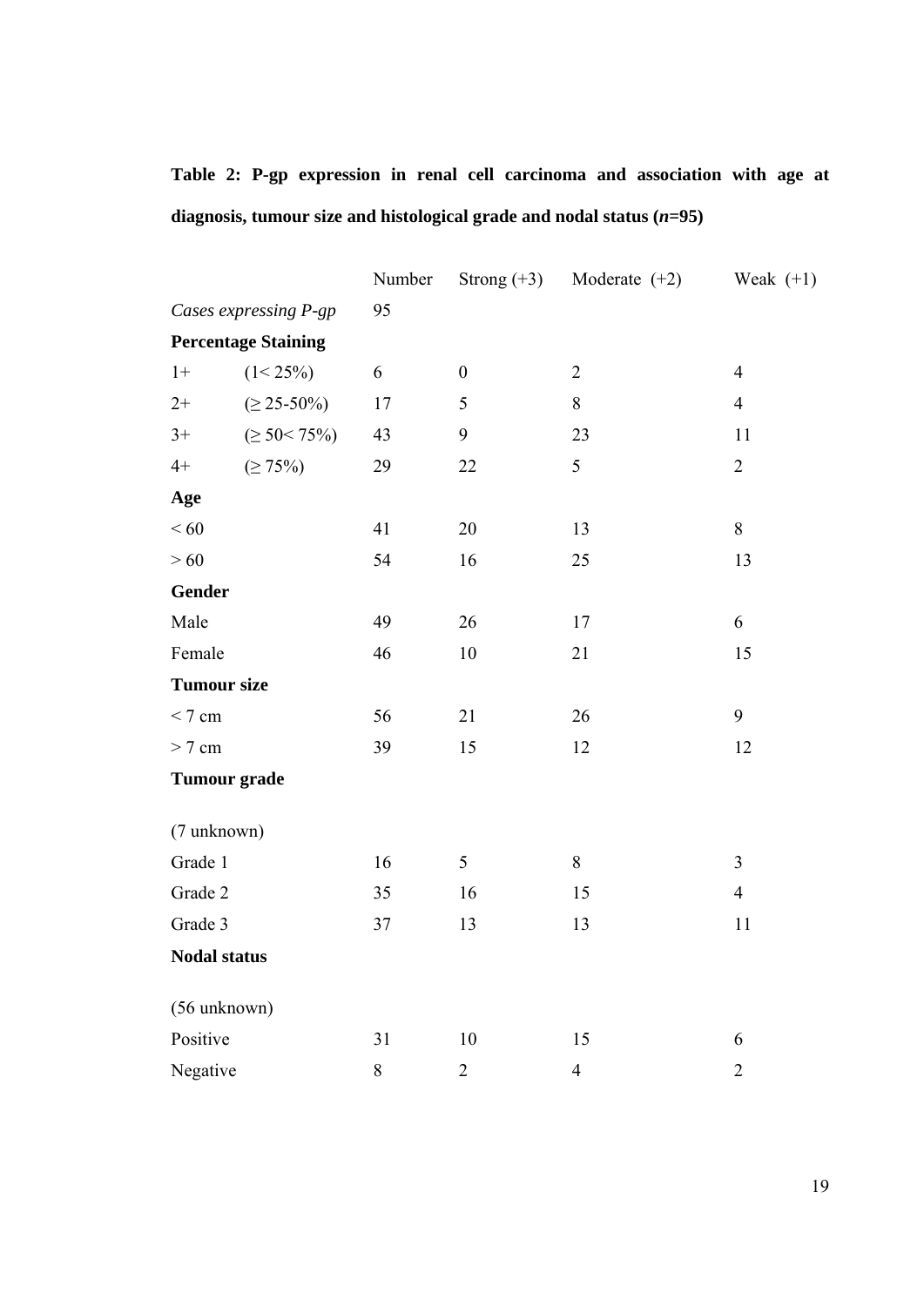**Table 2: P-gp expression in renal cell carcinoma and association with age at diagnosis, tumour size and histological grade and nodal status (*n*=95)**

| | | Number | Strong (+3) | Moderate (+2) | Weak (+1) |
|---|---|---|---|---|---|
| *Cases expressing P-gp* | | 95 | | | |
| **Percentage Staining** | | | | | |
| 1+ | (1< 25%) | 6 | 0 | 2 | 4 |
| 2+ | (≥ 25-50%) | 17 | 5 | 8 | 4 |
| 3+ | (≥ 50< 75%) | 43 | 9 | 23 | 11 |
| 4+ | (≥ 75%) | 29 | 22 | 5 | 2 |
| **Age** | | | | | |
| < 60 | | 41 | 20 | 13 | 8 |
| > 60 | | 54 | 16 | 25 | 13 |
| **Gender** | | | | | |
| Male | | 49 | 26 | 17 | 6 |
| Female | | 46 | 10 | 21 | 15 |
| **Tumour size** | | | | | |
| < 7 cm | | 56 | 21 | 26 | 9 |
| > 7 cm | | 39 | 15 | 12 | 12 |
| **Tumour grade** | | | | | |
| (7 unknown) | | | | | |
| Grade 1 | | 16 | 5 | 8 | 3 |
| Grade 2 | | 35 | 16 | 15 | 4 |
| Grade 3 | | 37 | 13 | 13 | 11 |
| **Nodal status** | | | | | |
| (56 unknown) | | | | | |
| Positive | | 31 | 10 | 15 | 6 |
| Negative | | 8 | 2 | 4 | 2 |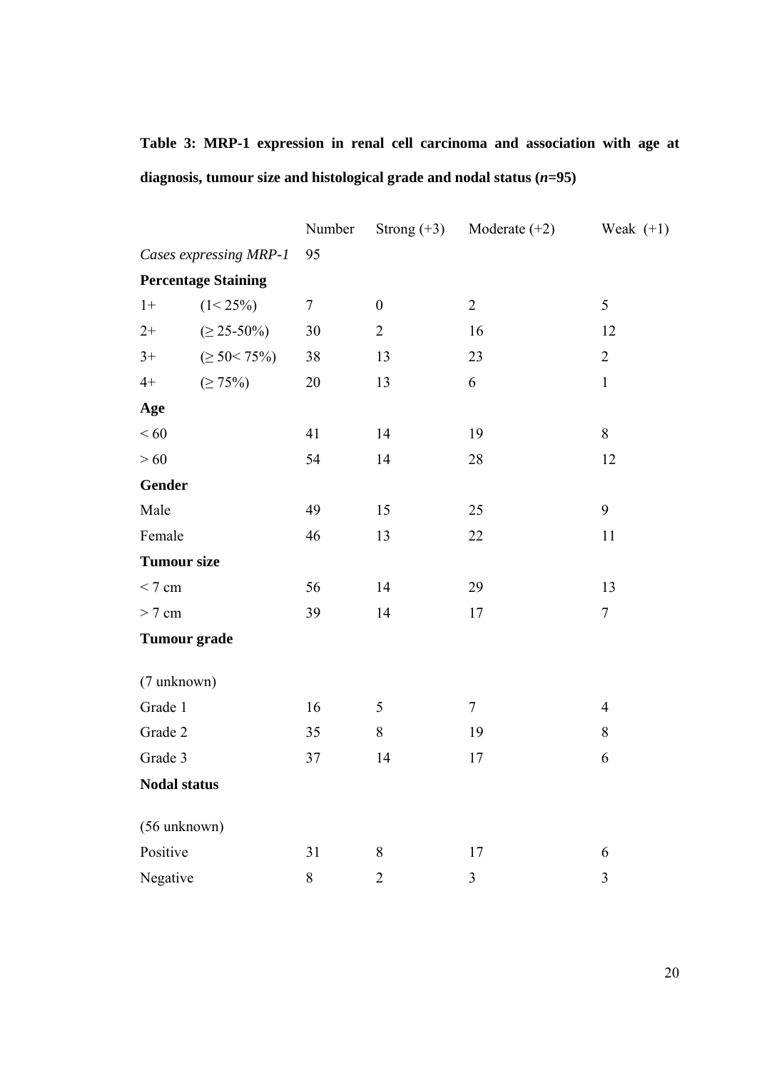**Table 3: MRP-1 expression in renal cell carcinoma and association with age at diagnosis, tumour size and histological grade and nodal status (*n*=95)**

| | | Number | Strong (+3) | Moderate (+2) | Weak (+1) |
|---|---|---|---|---|---|
| *Cases expressing MRP-1* | | 95 | | | |
| **Percentage Staining** | | | | | |
| 1+ | (1< 25%) | 7 | 0 | 2 | 5 |
| 2+ | (≥ 25-50%) | 30 | 2 | 16 | 12 |
| 3+ | (≥ 50< 75%) | 38 | 13 | 23 | 2 |
| 4+ | (≥ 75%) | 20 | 13 | 6 | 1 |
| **Age** | | | | | |
| < 60 | | 41 | 14 | 19 | 8 |
| > 60 | | 54 | 14 | 28 | 12 |
| **Gender** | | | | | |
| Male | | 49 | 15 | 25 | 9 |
| Female | | 46 | 13 | 22 | 11 |
| **Tumour size** | | | | | |
| < 7 cm | | 56 | 14 | 29 | 13 |
| > 7 cm | | 39 | 14 | 17 | 7 |
| **Tumour grade** | | | | | |
| (7 unknown) | | | | | |
| Grade 1 | | 16 | 5 | 7 | 4 |
| Grade 2 | | 35 | 8 | 19 | 8 |
| Grade 3 | | 37 | 14 | 17 | 6 |
| **Nodal status** | | | | | |
| (56 unknown) | | | | | |
| Positive | | 31 | 8 | 17 | 6 |
| Negative | | 8 | 2 | 3 | 3 |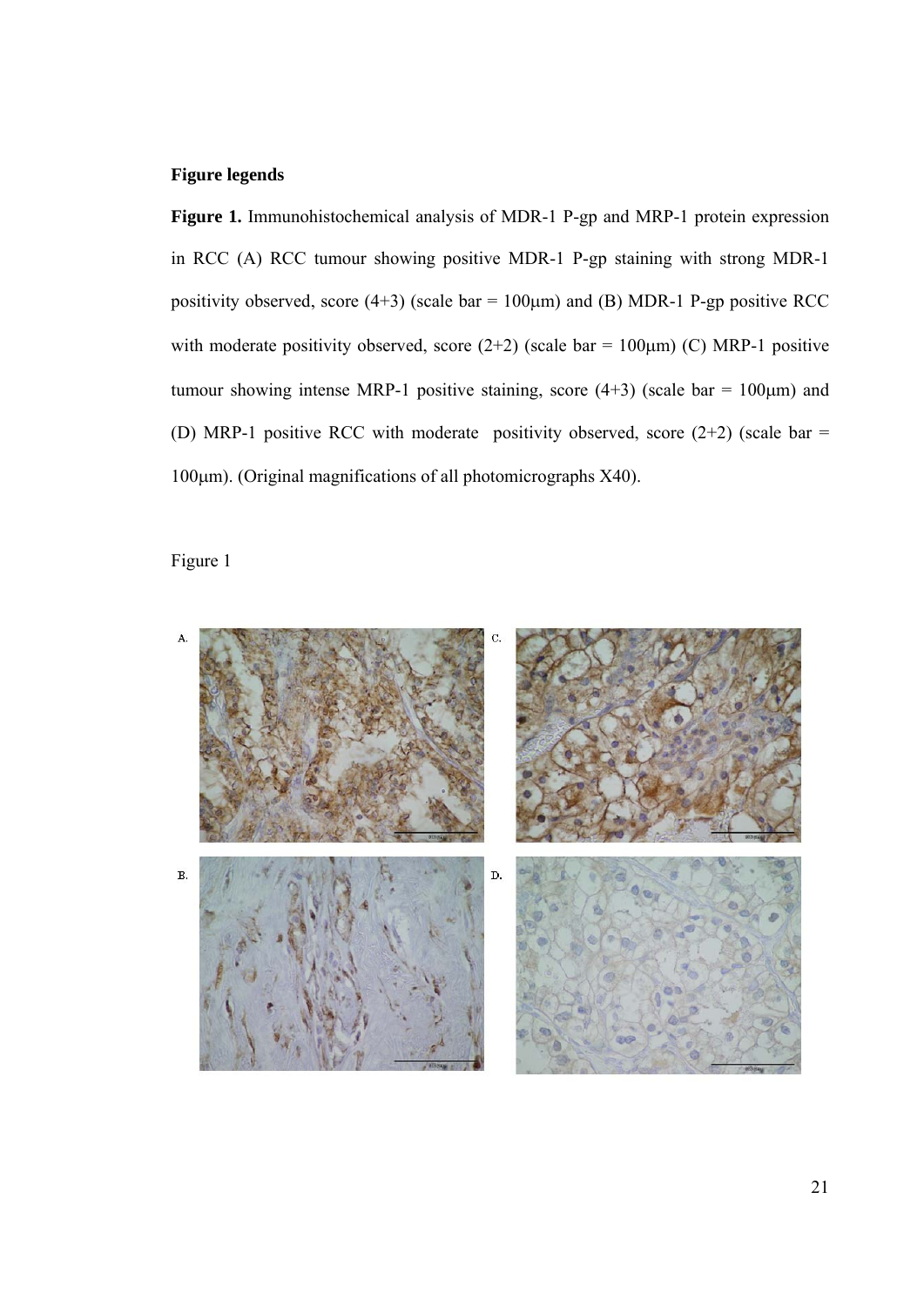**Figure legends**

**Figure 1.** Immunohistochemical analysis of MDR-1 P-gp and MRP-1 protein expression in RCC (A) RCC tumour showing positive MDR-1 P-gp staining with strong MDR-1 positivity observed, score (4+3) (scale bar = 100μm) and (B) MDR-1 P-gp positive RCC with moderate positivity observed, score (2+2) (scale bar = 100μm) (C) MRP-1 positive tumour showing intense MRP-1 positive staining, score (4+3) (scale bar = 100μm) and (D) MRP-1 positive RCC with moderate positivity observed, score (2+2) (scale bar = 100μm). (Original magnifications of all photomicrographs X40).

Figure 1

A.

C.

B.

D.